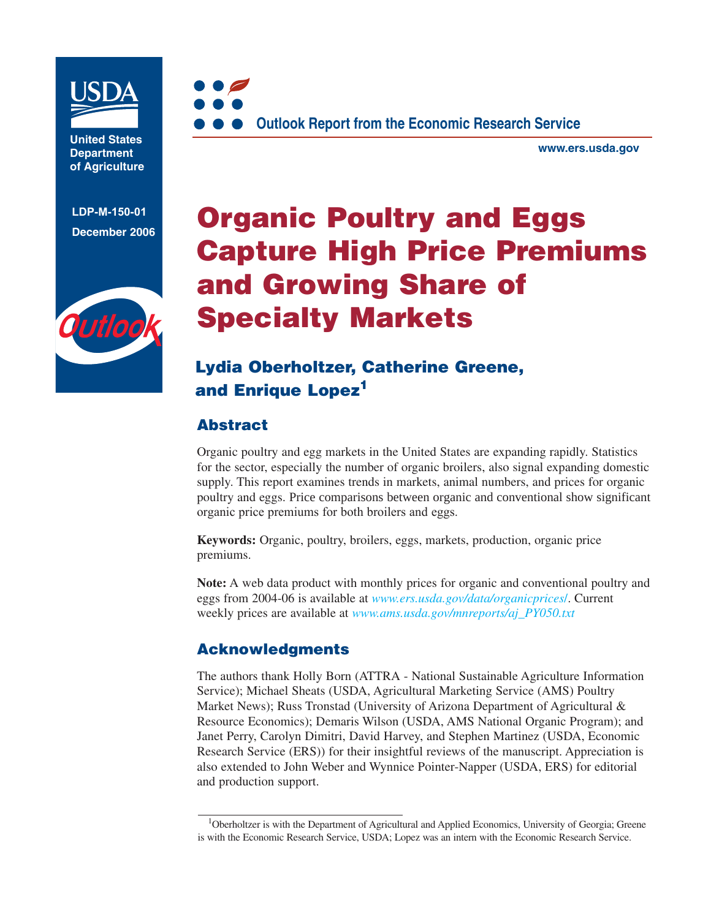United States Department of Agriculture

LDP-M-150-01

December 2006

Outlook Report from the Economic Research Service

www.ers.usda.gov

# Organic Poultry and Eggs Capture High Price Premiums and Growing Share of Specialty Markets

## Lydia Oberholtzer, Catherine Greene, and Enrique Lopez[1]

## Abstract

Organic poultry and egg markets in the United States are expanding rapidly. Statistics for the sector, especially the number of organic broilers, also signal expanding domestic supply. This report examines trends in markets, animal numbers, and prices for organic poultry and eggs. Price comparisons between organic and conventional show significant organic price premiums for both broilers and eggs.

**Keywords:** Organic, poultry, broilers, eggs, markets, production, organic price premiums.

**Note:** A web data product with monthly prices for organic and conventional poultry and eggs from 2004-06 is available at *www.ers.usda.gov/data/organicprices/*. Current weekly prices are available at *www.ams.usda.gov/mnreports/aj_PY050.txt*

## Acknowledgments

The authors thank Holly Born (ATTRA - National Sustainable Agriculture Information Service); Michael Sheats (USDA, Agricultural Marketing Service (AMS) Poultry Market News); Russ Tronstad (University of Arizona Department of Agricultural & Resource Economics); Demaris Wilson (USDA, AMS National Organic Program); and Janet Perry, Carolyn Dimitri, David Harvey, and Stephen Martinez (USDA, Economic Research Service (ERS)) for their insightful reviews of the manuscript. Appreciation is also extended to John Weber and Wynnice Pointer-Napper (USDA, ERS) for editorial and production support.

[1]Oberholtzer is with the Department of Agricultural and Applied Economics, University of Georgia; Greene is with the Economic Research Service, USDA; Lopez was an intern with the Economic Research Service.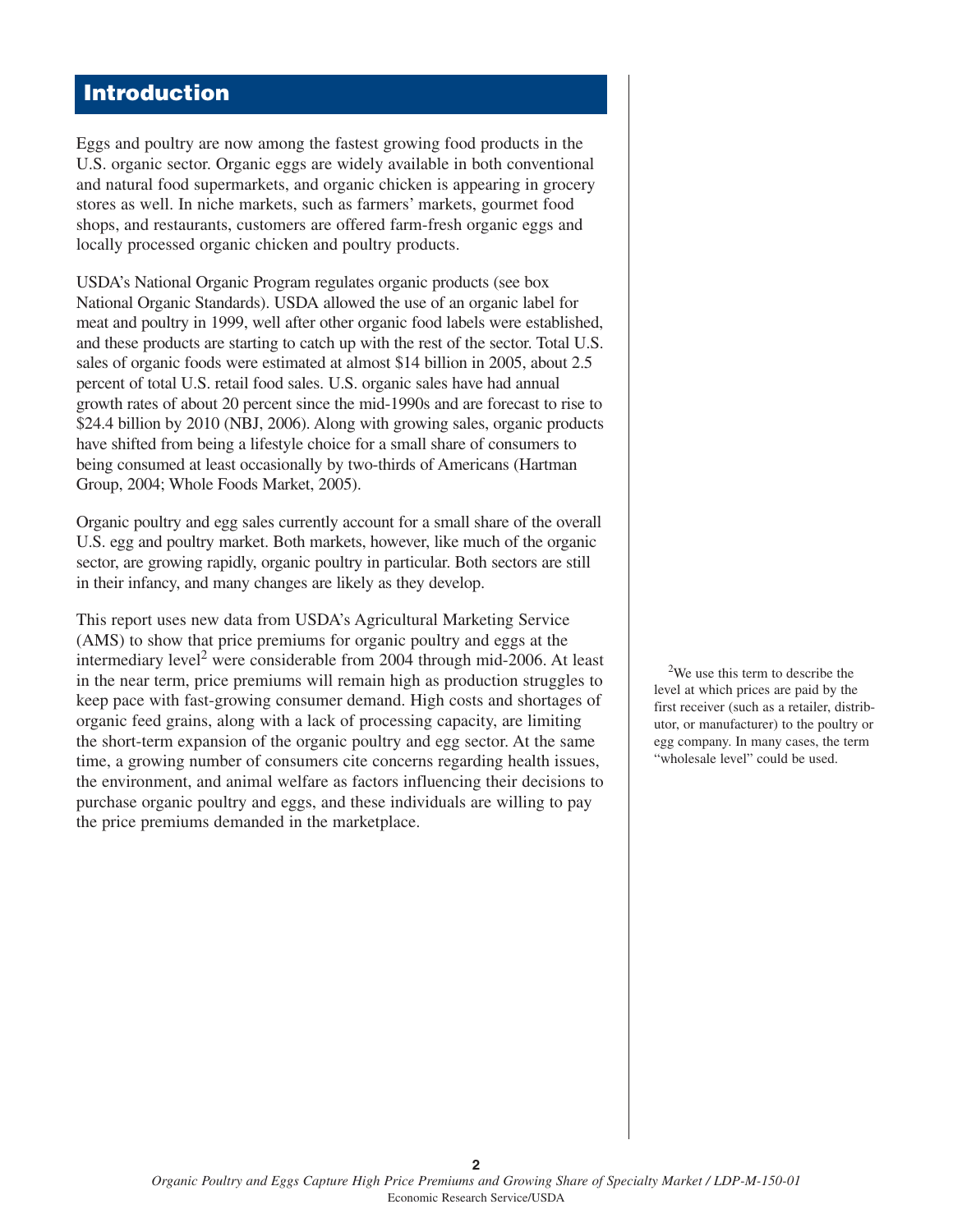## Introduction

Eggs and poultry are now among the fastest growing food products in the U.S. organic sector. Organic eggs are widely available in both conventional and natural food supermarkets, and organic chicken is appearing in grocery stores as well. In niche markets, such as farmers' markets, gourmet food shops, and restaurants, customers are offered farm-fresh organic eggs and locally processed organic chicken and poultry products.

USDA's National Organic Program regulates organic products (see box National Organic Standards). USDA allowed the use of an organic label for meat and poultry in 1999, well after other organic food labels were established, and these products are starting to catch up with the rest of the sector. Total U.S. sales of organic foods were estimated at almost $14 billion in 2005, about 2.5 percent of total U.S. retail food sales. U.S. organic sales have had annual growth rates of about 20 percent since the mid-1990s and are forecast to rise to $24.4 billion by 2010 (NBJ, 2006). Along with growing sales, organic products have shifted from being a lifestyle choice for a small share of consumers to being consumed at least occasionally by two-thirds of Americans (Hartman Group, 2004; Whole Foods Market, 2005).

Organic poultry and egg sales currently account for a small share of the overall U.S. egg and poultry market. Both markets, however, like much of the organic sector, are growing rapidly, organic poultry in particular. Both sectors are still in their infancy, and many changes are likely as they develop.

This report uses new data from USDA's Agricultural Marketing Service (AMS) to show that price premiums for organic poultry and eggs at the intermediary level[2] were considerable from 2004 through mid-2006. At least in the near term, price premiums will remain high as production struggles to keep pace with fast-growing consumer demand. High costs and shortages of organic feed grains, along with a lack of processing capacity, are limiting the short-term expansion of the organic poultry and egg sector. At the same time, a growing number of consumers cite concerns regarding health issues, the environment, and animal welfare as factors influencing their decisions to purchase organic poultry and eggs, and these individuals are willing to pay the price premiums demanded in the marketplace.

[2]We use this term to describe the level at which prices are paid by the first receiver (such as a retailer, distributor, or manufacturer) to the poultry or egg company. In many cases, the term "wholesale level" could be used.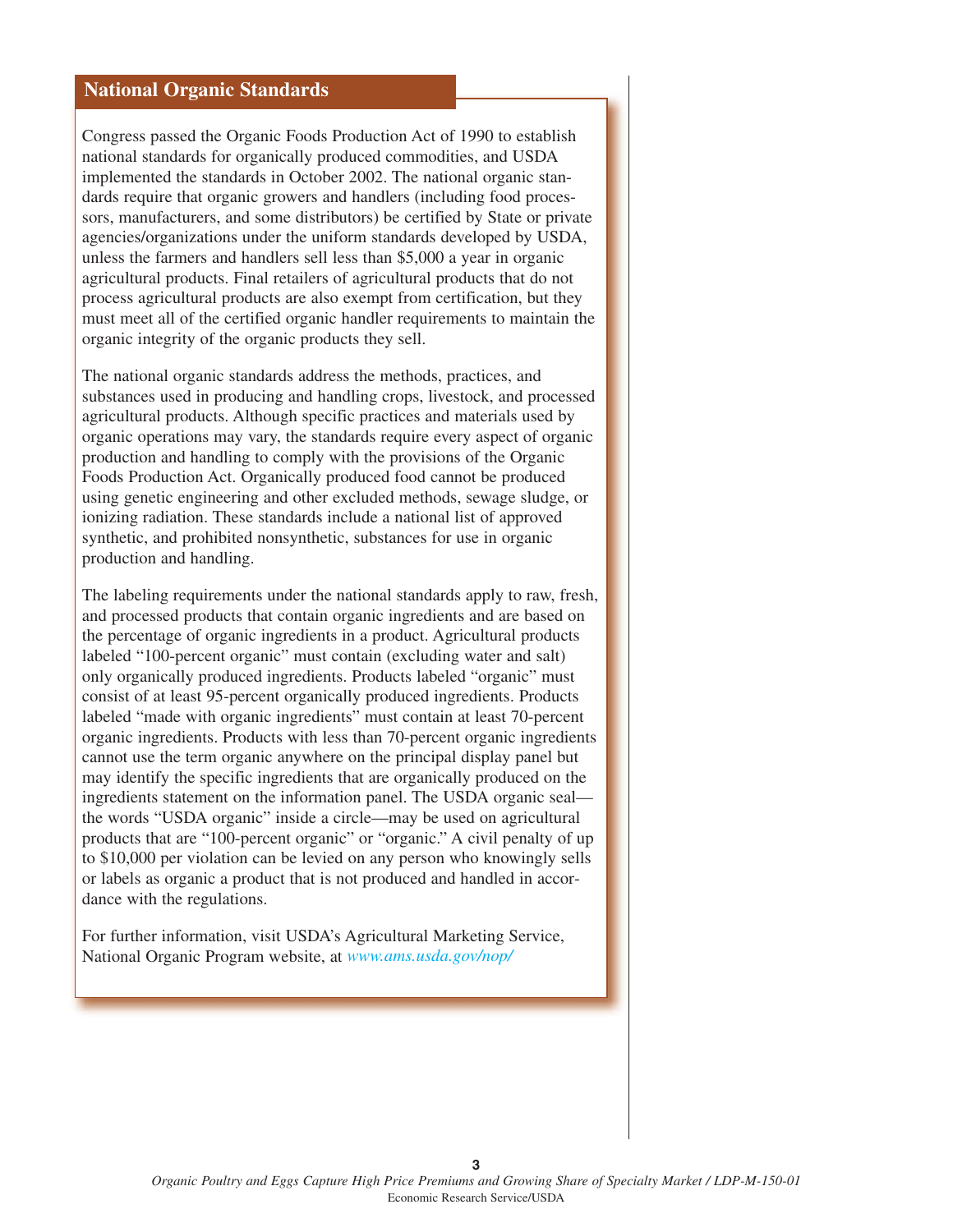## National Organic Standards

Congress passed the Organic Foods Production Act of 1990 to establish national standards for organically produced commodities, and USDA implemented the standards in October 2002. The national organic standards require that organic growers and handlers (including food processors, manufacturers, and some distributors) be certified by State or private agencies/organizations under the uniform standards developed by USDA, unless the farmers and handlers sell less than $5,000 a year in organic agricultural products. Final retailers of agricultural products that do not process agricultural products are also exempt from certification, but they must meet all of the certified organic handler requirements to maintain the organic integrity of the organic products they sell.

The national organic standards address the methods, practices, and substances used in producing and handling crops, livestock, and processed agricultural products. Although specific practices and materials used by organic operations may vary, the standards require every aspect of organic production and handling to comply with the provisions of the Organic Foods Production Act. Organically produced food cannot be produced using genetic engineering and other excluded methods, sewage sludge, or ionizing radiation. These standards include a national list of approved synthetic, and prohibited nonsynthetic, substances for use in organic production and handling.

The labeling requirements under the national standards apply to raw, fresh, and processed products that contain organic ingredients and are based on the percentage of organic ingredients in a product. Agricultural products labeled "100-percent organic" must contain (excluding water and salt) only organically produced ingredients. Products labeled "organic" must consist of at least 95-percent organically produced ingredients. Products labeled "made with organic ingredients" must contain at least 70-percent organic ingredients. Products with less than 70-percent organic ingredients cannot use the term organic anywhere on the principal display panel but may identify the specific ingredients that are organically produced on the ingredients statement on the information panel. The USDA organic seal—the words "USDA organic" inside a circle—may be used on agricultural products that are "100-percent organic" or "organic." A civil penalty of up to $10,000 per violation can be levied on any person who knowingly sells or labels as organic a product that is not produced and handled in accordance with the regulations.

For further information, visit USDA's Agricultural Marketing Service, National Organic Program website, at *www.ams.usda.gov/nop/*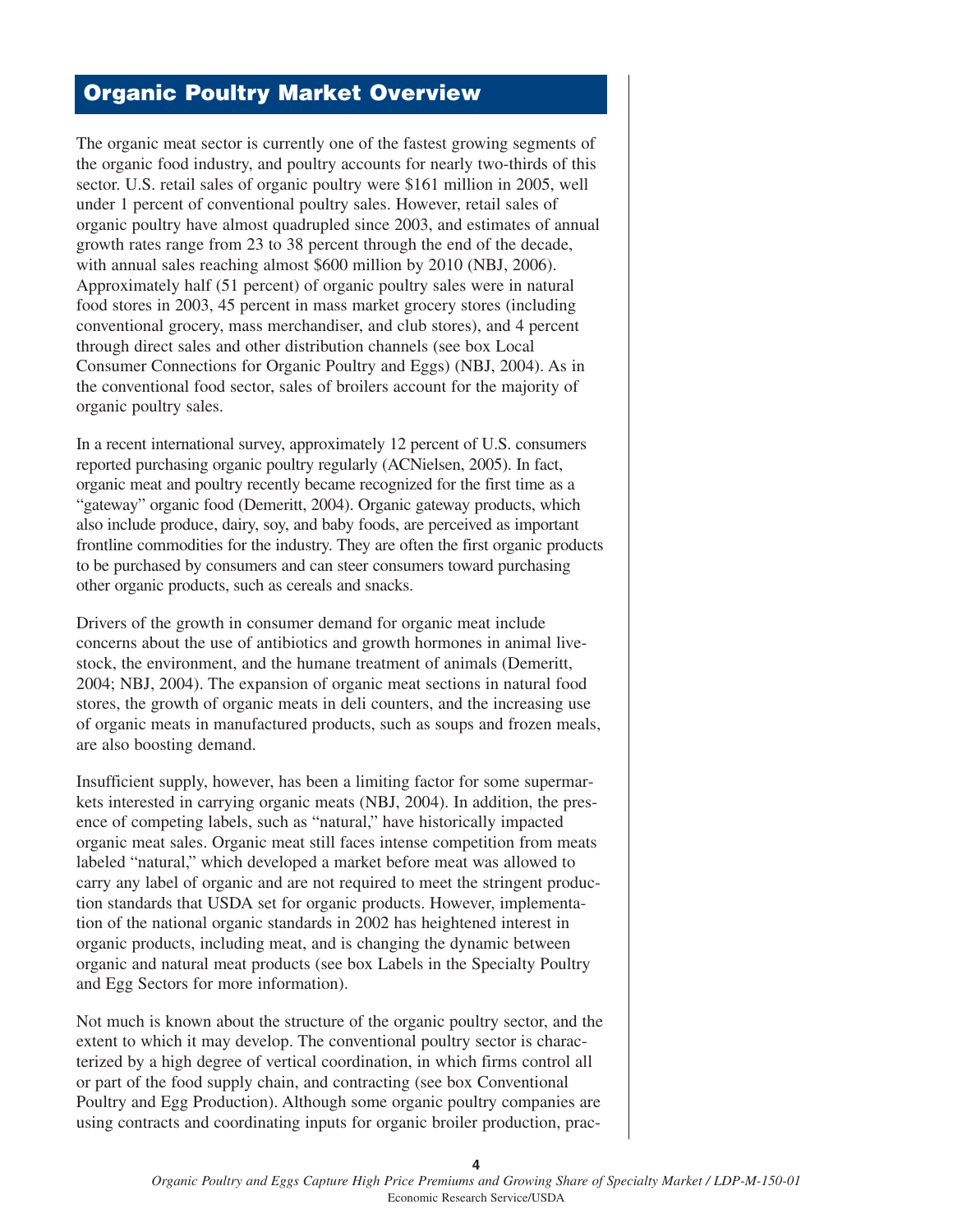## Organic Poultry Market Overview

The organic meat sector is currently one of the fastest growing segments of the organic food industry, and poultry accounts for nearly two-thirds of this sector. U.S. retail sales of organic poultry were $161 million in 2005, well under 1 percent of conventional poultry sales. However, retail sales of organic poultry have almost quadrupled since 2003, and estimates of annual growth rates range from 23 to 38 percent through the end of the decade, with annual sales reaching almost $600 million by 2010 (NBJ, 2006). Approximately half (51 percent) of organic poultry sales were in natural food stores in 2003, 45 percent in mass market grocery stores (including conventional grocery, mass merchandiser, and club stores), and 4 percent through direct sales and other distribution channels (see box Local Consumer Connections for Organic Poultry and Eggs) (NBJ, 2004). As in the conventional food sector, sales of broilers account for the majority of organic poultry sales.

In a recent international survey, approximately 12 percent of U.S. consumers reported purchasing organic poultry regularly (ACNielsen, 2005). In fact, organic meat and poultry recently became recognized for the first time as a "gateway" organic food (Demeritt, 2004). Organic gateway products, which also include produce, dairy, soy, and baby foods, are perceived as important frontline commodities for the industry. They are often the first organic products to be purchased by consumers and can steer consumers toward purchasing other organic products, such as cereals and snacks.

Drivers of the growth in consumer demand for organic meat include concerns about the use of antibiotics and growth hormones in animal livestock, the environment, and the humane treatment of animals (Demeritt, 2004; NBJ, 2004). The expansion of organic meat sections in natural food stores, the growth of organic meats in deli counters, and the increasing use of organic meats in manufactured products, such as soups and frozen meals, are also boosting demand.

Insufficient supply, however, has been a limiting factor for some supermarkets interested in carrying organic meats (NBJ, 2004). In addition, the presence of competing labels, such as "natural," have historically impacted organic meat sales. Organic meat still faces intense competition from meats labeled "natural," which developed a market before meat was allowed to carry any label of organic and are not required to meet the stringent production standards that USDA set for organic products. However, implementation of the national organic standards in 2002 has heightened interest in organic products, including meat, and is changing the dynamic between organic and natural meat products (see box Labels in the Specialty Poultry and Egg Sectors for more information).

Not much is known about the structure of the organic poultry sector, and the extent to which it may develop. The conventional poultry sector is characterized by a high degree of vertical coordination, in which firms control all or part of the food supply chain, and contracting (see box Conventional Poultry and Egg Production). Although some organic poultry companies are using contracts and coordinating inputs for organic broiler production, prac-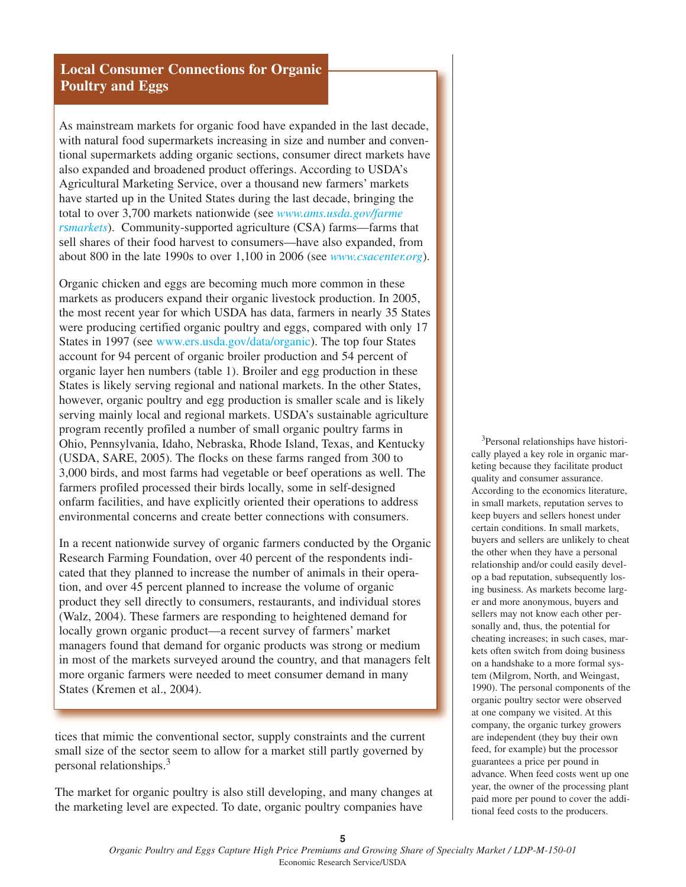## Local Consumer Connections for Organic Poultry and Eggs

As mainstream markets for organic food have expanded in the last decade, with natural food supermarkets increasing in size and number and conventional supermarkets adding organic sections, consumer direct markets have also expanded and broadened product offerings. According to USDA's Agricultural Marketing Service, over a thousand new farmers' markets have started up in the United States during the last decade, bringing the total to over 3,700 markets nationwide (see *www.ams.usda.gov/farmersmarkets*). Community-supported agriculture (CSA) farms—farms that sell shares of their food harvest to consumers—have also expanded, from about 800 in the late 1990s to over 1,100 in 2006 (see *www.csacenter.org*).

Organic chicken and eggs are becoming much more common in these markets as producers expand their organic livestock production. In 2005, the most recent year for which USDA has data, farmers in nearly 35 States were producing certified organic poultry and eggs, compared with only 17 States in 1997 (see www.ers.usda.gov/data/organic). The top four States account for 94 percent of organic broiler production and 54 percent of organic layer hen numbers (table 1). Broiler and egg production in these States is likely serving regional and national markets. In the other States, however, organic poultry and egg production is smaller scale and is likely serving mainly local and regional markets. USDA's sustainable agriculture program recently profiled a number of small organic poultry farms in Ohio, Pennsylvania, Idaho, Nebraska, Rhode Island, Texas, and Kentucky (USDA, SARE, 2005). The flocks on these farms ranged from 300 to 3,000 birds, and most farms had vegetable or beef operations as well. The farmers profiled processed their birds locally, some in self-designed onfarm facilities, and have explicitly oriented their operations to address environmental concerns and create better connections with consumers.

In a recent nationwide survey of organic farmers conducted by the Organic Research Farming Foundation, over 40 percent of the respondents indicated that they planned to increase the number of animals in their operation, and over 45 percent planned to increase the volume of organic product they sell directly to consumers, restaurants, and individual stores (Walz, 2004). These farmers are responding to heightened demand for locally grown organic product—a recent survey of farmers' market managers found that demand for organic products was strong or medium in most of the markets surveyed around the country, and that managers felt more organic farmers were needed to meet consumer demand in many States (Kremen et al., 2004).

tices that mimic the conventional sector, supply constraints and the current small size of the sector seem to allow for a market still partly governed by personal relationships.[3]

The market for organic poultry is also still developing, and many changes at the marketing level are expected. To date, organic poultry companies have

[3] Personal relationships have historically played a key role in organic marketing because they facilitate product quality and consumer assurance. According to the economics literature, in small markets, reputation serves to keep buyers and sellers honest under certain conditions. In small markets, buyers and sellers are unlikely to cheat the other when they have a personal relationship and/or could easily develop a bad reputation, subsequently losing business. As markets become larger and more anonymous, buyers and sellers may not know each other personally and, thus, the potential for cheating increases; in such cases, markets often switch from doing business on a handshake to a more formal system (Milgrom, North, and Weingast, 1990). The personal components of the organic poultry sector were observed at one company we visited. At this company, the organic turkey growers are independent (they buy their own feed, for example) but the processor guarantees a price per pound in advance. When feed costs went up one year, the owner of the processing plant paid more per pound to cover the additional feed costs to the producers.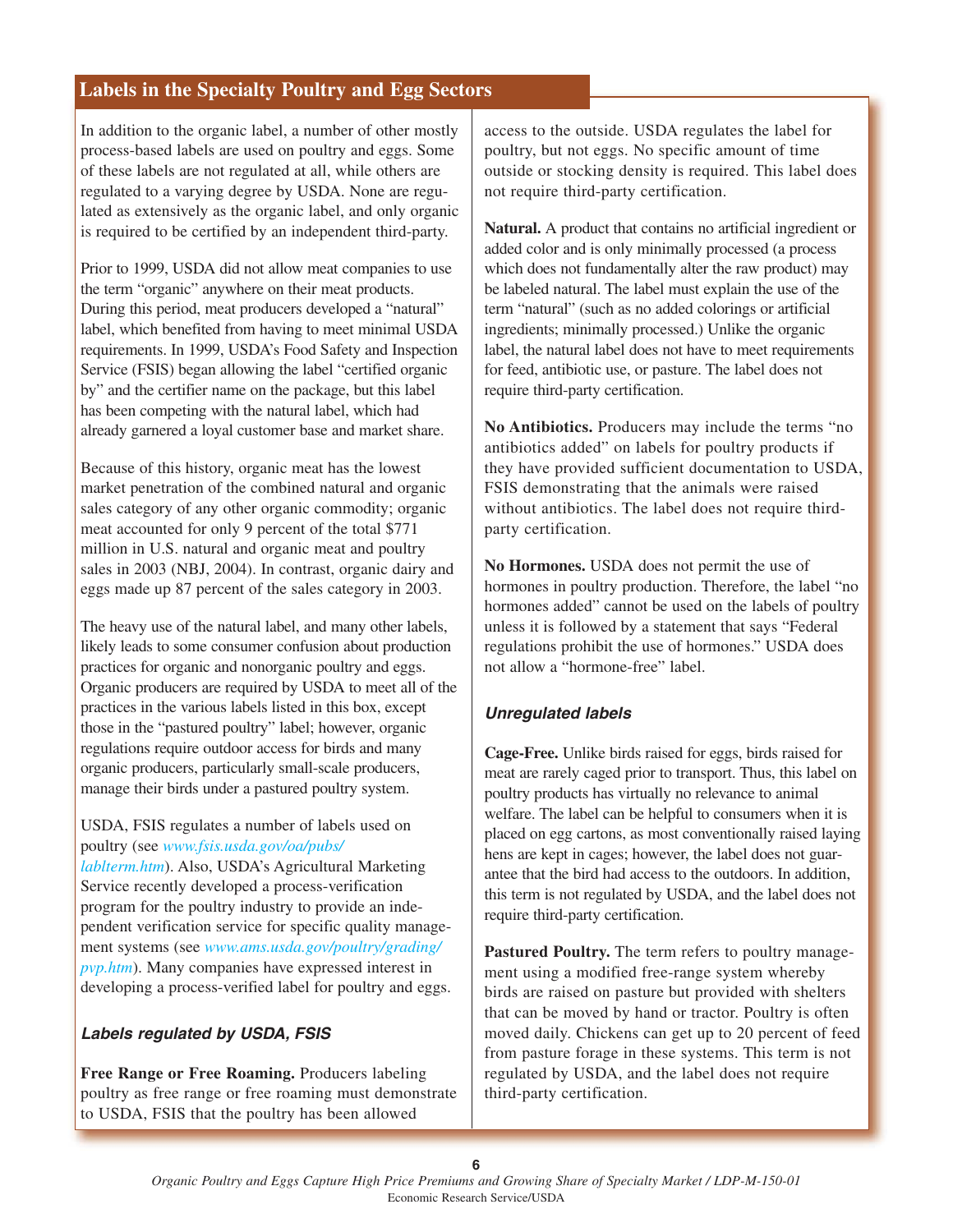## Labels in the Specialty Poultry and Egg Sectors

In addition to the organic label, a number of other mostly process-based labels are used on poultry and eggs. Some of these labels are not regulated at all, while others are regulated to a varying degree by USDA. None are regulated as extensively as the organic label, and only organic is required to be certified by an independent third-party.

Prior to 1999, USDA did not allow meat companies to use the term "organic" anywhere on their meat products. During this period, meat producers developed a "natural" label, which benefited from having to meet minimal USDA requirements. In 1999, USDA's Food Safety and Inspection Service (FSIS) began allowing the label "certified organic by" and the certifier name on the package, but this label has been competing with the natural label, which had already garnered a loyal customer base and market share.

Because of this history, organic meat has the lowest market penetration of the combined natural and organic sales category of any other organic commodity; organic meat accounted for only 9 percent of the total $771 million in U.S. natural and organic meat and poultry sales in 2003 (NBJ, 2004). In contrast, organic dairy and eggs made up 87 percent of the sales category in 2003.

The heavy use of the natural label, and many other labels, likely leads to some consumer confusion about production practices for organic and nonorganic poultry and eggs. Organic producers are required by USDA to meet all of the practices in the various labels listed in this box, except those in the "pastured poultry" label; however, organic regulations require outdoor access for birds and many organic producers, particularly small-scale producers, manage their birds under a pastured poultry system.

USDA, FSIS regulates a number of labels used on poultry (see *www.fsis.usda.gov/oa/pubs/lablterm.htm*). Also, USDA's Agricultural Marketing Service recently developed a process-verification program for the poultry industry to provide an independent verification service for specific quality management systems (see *www.ams.usda.gov/poultry/grading/pvp.htm*). Many companies have expressed interest in developing a process-verified label for poultry and eggs.

### *Labels regulated by USDA, FSIS*

**Free Range or Free Roaming.** Producers labeling poultry as free range or free roaming must demonstrate to USDA, FSIS that the poultry has been allowed access to the outside. USDA regulates the label for poultry, but not eggs. No specific amount of time outside or stocking density is required. This label does not require third-party certification.

**Natural.** A product that contains no artificial ingredient or added color and is only minimally processed (a process which does not fundamentally alter the raw product) may be labeled natural. The label must explain the use of the term "natural" (such as no added colorings or artificial ingredients; minimally processed.) Unlike the organic label, the natural label does not have to meet requirements for feed, antibiotic use, or pasture. The label does not require third-party certification.

**No Antibiotics.** Producers may include the terms "no antibiotics added" on labels for poultry products if they have provided sufficient documentation to USDA, FSIS demonstrating that the animals were raised without antibiotics. The label does not require third-party certification.

**No Hormones.** USDA does not permit the use of hormones in poultry production. Therefore, the label "no hormones added" cannot be used on the labels of poultry unless it is followed by a statement that says "Federal regulations prohibit the use of hormones." USDA does not allow a "hormone-free" label.

### *Unregulated labels*

**Cage-Free.** Unlike birds raised for eggs, birds raised for meat are rarely caged prior to transport. Thus, this label on poultry products has virtually no relevance to animal welfare. The label can be helpful to consumers when it is placed on egg cartons, as most conventionally raised laying hens are kept in cages; however, the label does not guarantee that the bird had access to the outdoors. In addition, this term is not regulated by USDA, and the label does not require third-party certification.

**Pastured Poultry.** The term refers to poultry management using a modified free-range system whereby birds are raised on pasture but provided with shelters that can be moved by hand or tractor. Poultry is often moved daily. Chickens can get up to 20 percent of feed from pasture forage in these systems. This term is not regulated by USDA, and the label does not require third-party certification.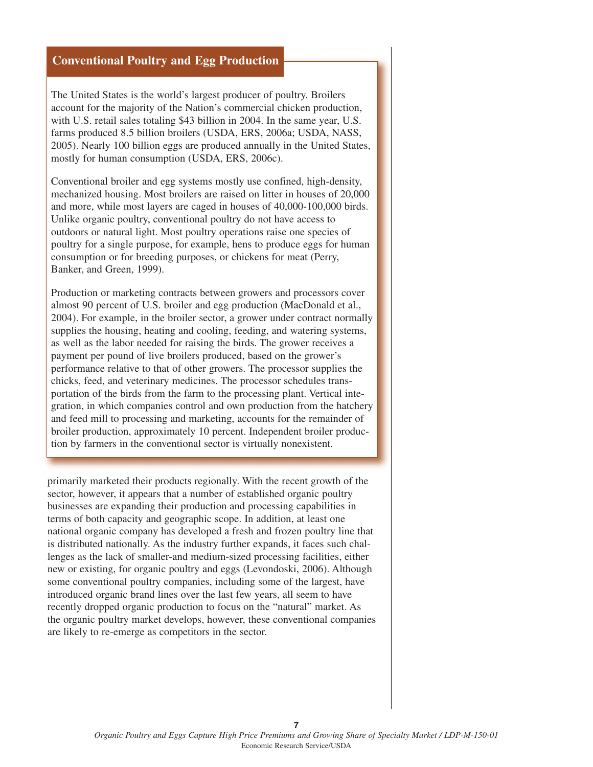## Conventional Poultry and Egg Production

The United States is the world's largest producer of poultry. Broilers account for the majority of the Nation's commercial chicken production, with U.S. retail sales totaling $43 billion in 2004. In the same year, U.S. farms produced 8.5 billion broilers (USDA, ERS, 2006a; USDA, NASS, 2005). Nearly 100 billion eggs are produced annually in the United States, mostly for human consumption (USDA, ERS, 2006c).

Conventional broiler and egg systems mostly use confined, high-density, mechanized housing. Most broilers are raised on litter in houses of 20,000 and more, while most layers are caged in houses of 40,000-100,000 birds. Unlike organic poultry, conventional poultry do not have access to outdoors or natural light. Most poultry operations raise one species of poultry for a single purpose, for example, hens to produce eggs for human consumption or for breeding purposes, or chickens for meat (Perry, Banker, and Green, 1999).

Production or marketing contracts between growers and processors cover almost 90 percent of U.S. broiler and egg production (MacDonald et al., 2004). For example, in the broiler sector, a grower under contract normally supplies the housing, heating and cooling, feeding, and watering systems, as well as the labor needed for raising the birds. The grower receives a payment per pound of live broilers produced, based on the grower's performance relative to that of other growers. The processor supplies the chicks, feed, and veterinary medicines. The processor schedules transportation of the birds from the farm to the processing plant. Vertical integration, in which companies control and own production from the hatchery and feed mill to processing and marketing, accounts for the remainder of broiler production, approximately 10 percent. Independent broiler production by farmers in the conventional sector is virtually nonexistent.

primarily marketed their products regionally. With the recent growth of the sector, however, it appears that a number of established organic poultry businesses are expanding their production and processing capabilities in terms of both capacity and geographic scope. In addition, at least one national organic company has developed a fresh and frozen poultry line that is distributed nationally. As the industry further expands, it faces such challenges as the lack of smaller-and medium-sized processing facilities, either new or existing, for organic poultry and eggs (Levondoski, 2006). Although some conventional poultry companies, including some of the largest, have introduced organic brand lines over the last few years, all seem to have recently dropped organic production to focus on the "natural" market. As the organic poultry market develops, however, these conventional companies are likely to re-emerge as competitors in the sector.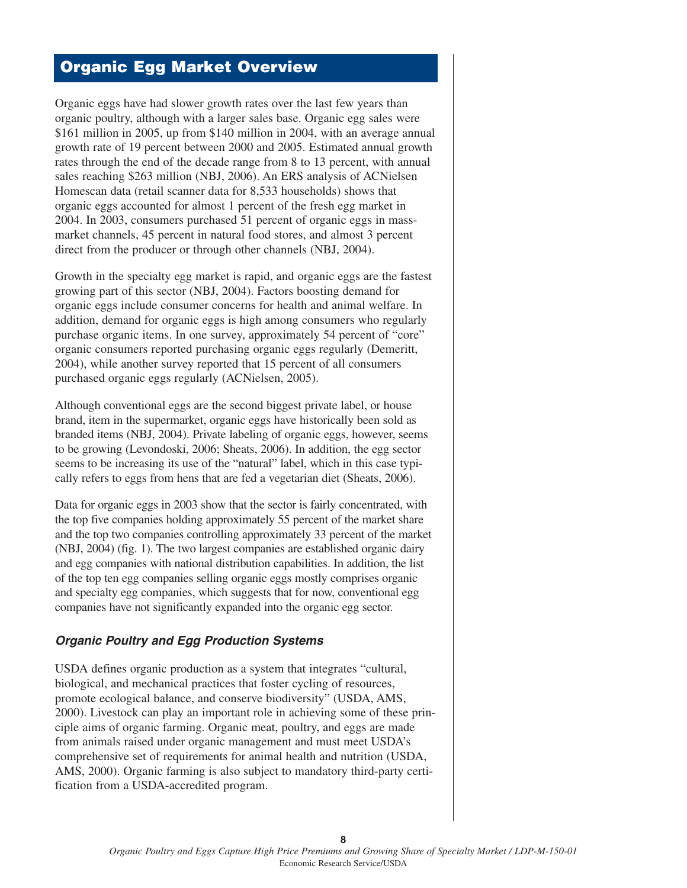## Organic Egg Market Overview

Organic eggs have had slower growth rates over the last few years than organic poultry, although with a larger sales base. Organic egg sales were $161 million in 2005, up from $140 million in 2004, with an average annual growth rate of 19 percent between 2000 and 2005. Estimated annual growth rates through the end of the decade range from 8 to 13 percent, with annual sales reaching $263 million (NBJ, 2006). An ERS analysis of ACNielsen Homescan data (retail scanner data for 8,533 households) shows that organic eggs accounted for almost 1 percent of the fresh egg market in 2004. In 2003, consumers purchased 51 percent of organic eggs in mass-market channels, 45 percent in natural food stores, and almost 3 percent direct from the producer or through other channels (NBJ, 2004).

Growth in the specialty egg market is rapid, and organic eggs are the fastest growing part of this sector (NBJ, 2004). Factors boosting demand for organic eggs include consumer concerns for health and animal welfare. In addition, demand for organic eggs is high among consumers who regularly purchase organic items. In one survey, approximately 54 percent of "core" organic consumers reported purchasing organic eggs regularly (Demeritt, 2004), while another survey reported that 15 percent of all consumers purchased organic eggs regularly (ACNielsen, 2005).

Although conventional eggs are the second biggest private label, or house brand, item in the supermarket, organic eggs have historically been sold as branded items (NBJ, 2004). Private labeling of organic eggs, however, seems to be growing (Levondoski, 2006; Sheats, 2006). In addition, the egg sector seems to be increasing its use of the "natural" label, which in this case typically refers to eggs from hens that are fed a vegetarian diet (Sheats, 2006).

Data for organic eggs in 2003 show that the sector is fairly concentrated, with the top five companies holding approximately 55 percent of the market share and the top two companies controlling approximately 33 percent of the market (NBJ, 2004) (fig. 1). The two largest companies are established organic dairy and egg companies with national distribution capabilities. In addition, the list of the top ten egg companies selling organic eggs mostly comprises organic and specialty egg companies, which suggests that for now, conventional egg companies have not significantly expanded into the organic egg sector.

### *Organic Poultry and Egg Production Systems*

USDA defines organic production as a system that integrates "cultural, biological, and mechanical practices that foster cycling of resources, promote ecological balance, and conserve biodiversity" (USDA, AMS, 2000). Livestock can play an important role in achieving some of these principle aims of organic farming. Organic meat, poultry, and eggs are made from animals raised under organic management and must meet USDA's comprehensive set of requirements for animal health and nutrition (USDA, AMS, 2000). Organic farming is also subject to mandatory third-party certification from a USDA-accredited program.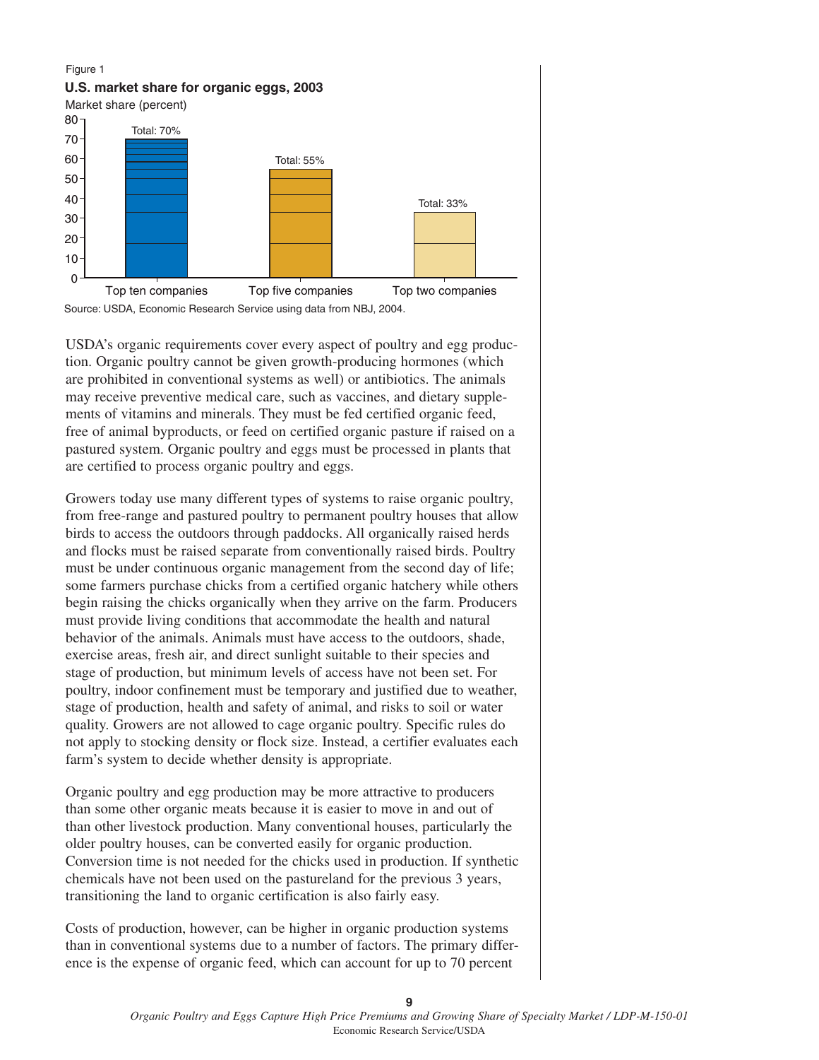Figure 1

**U.S. market share for organic eggs, 2003**

Market share (percent)

| | Top ten companies | Top five companies | Top two companies |
|---|---|---|---|
| Total | 70% | 55% | 33% |

Source: USDA, Economic Research Service using data from NBJ, 2004.

USDA's organic requirements cover every aspect of poultry and egg production. Organic poultry cannot be given growth-producing hormones (which are prohibited in conventional systems as well) or antibiotics. The animals may receive preventive medical care, such as vaccines, and dietary supplements of vitamins and minerals. They must be fed certified organic feed, free of animal byproducts, or feed on certified organic pasture if raised on a pastured system. Organic poultry and eggs must be processed in plants that are certified to process organic poultry and eggs.

Growers today use many different types of systems to raise organic poultry, from free-range and pastured poultry to permanent poultry houses that allow birds to access the outdoors through paddocks. All organically raised herds and flocks must be raised separate from conventionally raised birds. Poultry must be under continuous organic management from the second day of life; some farmers purchase chicks from a certified organic hatchery while others begin raising the chicks organically when they arrive on the farm. Producers must provide living conditions that accommodate the health and natural behavior of the animals. Animals must have access to the outdoors, shade, exercise areas, fresh air, and direct sunlight suitable to their species and stage of production, but minimum levels of access have not been set. For poultry, indoor confinement must be temporary and justified due to weather, stage of production, health and safety of animal, and risks to soil or water quality. Growers are not allowed to cage organic poultry. Specific rules do not apply to stocking density or flock size. Instead, a certifier evaluates each farm's system to decide whether density is appropriate.

Organic poultry and egg production may be more attractive to producers than some other organic meats because it is easier to move in and out of than other livestock production. Many conventional houses, particularly the older poultry houses, can be converted easily for organic production. Conversion time is not needed for the chicks used in production. If synthetic chemicals have not been used on the pastureland for the previous 3 years, transitioning the land to organic certification is also fairly easy.

Costs of production, however, can be higher in organic production systems than in conventional systems due to a number of factors. The primary difference is the expense of organic feed, which can account for up to 70 percent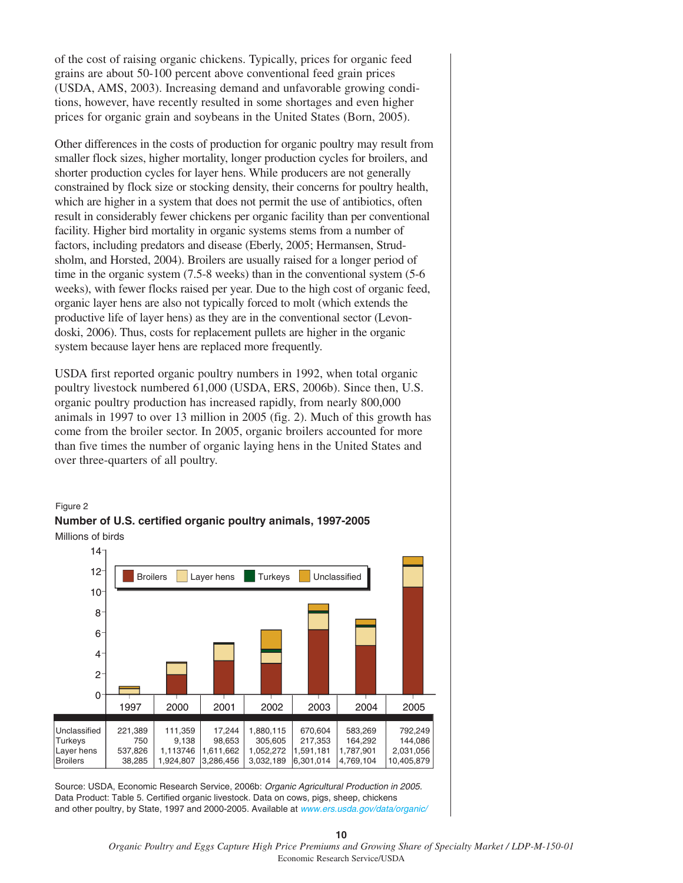of the cost of raising organic chickens. Typically, prices for organic feed grains are about 50-100 percent above conventional feed grain prices (USDA, AMS, 2003). Increasing demand and unfavorable growing conditions, however, have recently resulted in some shortages and even higher prices for organic grain and soybeans in the United States (Born, 2005).

Other differences in the costs of production for organic poultry may result from smaller flock sizes, higher mortality, longer production cycles for broilers, and shorter production cycles for layer hens. While producers are not generally constrained by flock size or stocking density, their concerns for poultry health, which are higher in a system that does not permit the use of antibiotics, often result in considerably fewer chickens per organic facility than per conventional facility. Higher bird mortality in organic systems stems from a number of factors, including predators and disease (Eberly, 2005; Hermansen, Strudsholm, and Horsted, 2004). Broilers are usually raised for a longer period of time in the organic system (7.5-8 weeks) than in the conventional system (5-6 weeks), with fewer flocks raised per year. Due to the high cost of organic feed, organic layer hens are also not typically forced to molt (which extends the productive life of layer hens) as they are in the conventional sector (Levondoski, 2006). Thus, costs for replacement pullets are higher in the organic system because layer hens are replaced more frequently.

USDA first reported organic poultry numbers in 1992, when total organic poultry livestock numbered 61,000 (USDA, ERS, 2006b). Since then, U.S. organic poultry production has increased rapidly, from nearly 800,000 animals in 1997 to over 13 million in 2005 (fig. 2). Much of this growth has come from the broiler sector. In 2005, organic broilers accounted for more than five times the number of organic laying hens in the United States and over three-quarters of all poultry.

Figure 2

**Number of U.S. certified organic poultry animals, 1997-2005**

Millions of birds

| | 1997 | 2000 | 2001 | 2002 | 2003 | 2004 | 2005 |
|---|---|---|---|---|---|---|---|
| Unclassified | 221,389 | 111,359 | 17,244 | 1,880,115 | 670,604 | 583,269 | 792,249 |
| Turkeys | 750 | 9,138 | 98,653 | 305,605 | 217,353 | 164,292 | 144,086 |
| Layer hens | 537,826 | 1,113746 | 1,611,662 | 1,052,272 | 1,591,181 | 1,787,901 | 2,031,056 |
| Broilers | 38,285 | 1,924,807 | 3,286,456 | 3,032,189 | 6,301,014 | 4,769,104 | 10,405,879 |

Source: USDA, Economic Research Service, 2006b: *Organic Agricultural Production in 2005.* Data Product: Table 5. Certified organic livestock. Data on cows, pigs, sheep, chickens and other poultry, by State, 1997 and 2000-2005. Available at www.ers.usda.gov/data/organic/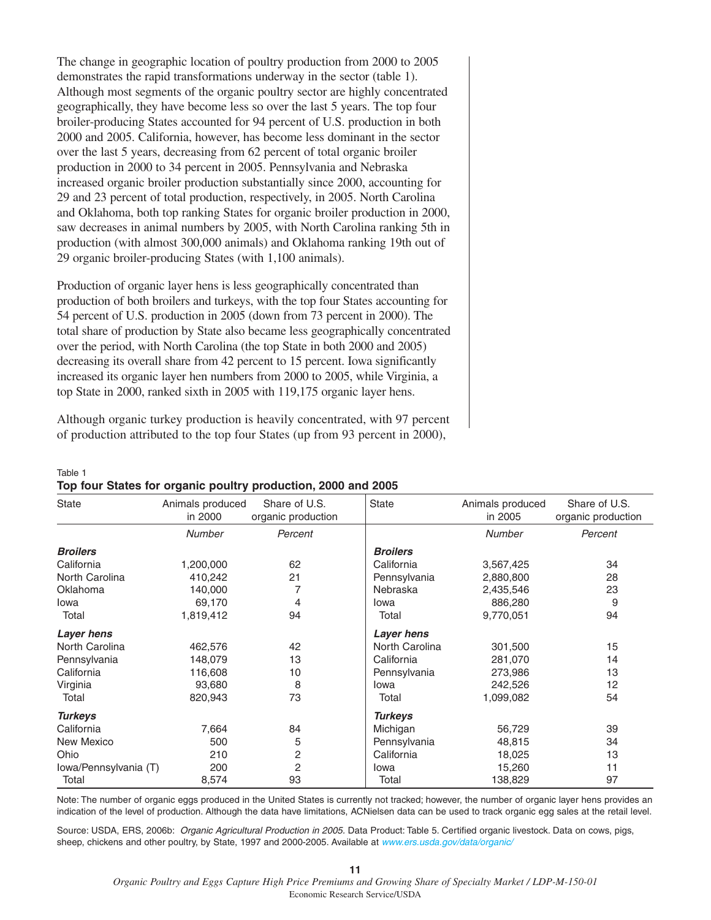The change in geographic location of poultry production from 2000 to 2005 demonstrates the rapid transformations underway in the sector (table 1). Although most segments of the organic poultry sector are highly concentrated geographically, they have become less so over the last 5 years. The top four broiler-producing States accounted for 94 percent of U.S. production in both 2000 and 2005. California, however, has become less dominant in the sector over the last 5 years, decreasing from 62 percent of total organic broiler production in 2000 to 34 percent in 2005. Pennsylvania and Nebraska increased organic broiler production substantially since 2000, accounting for 29 and 23 percent of total production, respectively, in 2005. North Carolina and Oklahoma, both top ranking States for organic broiler production in 2000, saw decreases in animal numbers by 2005, with North Carolina ranking 5th in production (with almost 300,000 animals) and Oklahoma ranking 19th out of 29 organic broiler-producing States (with 1,100 animals).

Production of organic layer hens is less geographically concentrated than production of both broilers and turkeys, with the top four States accounting for 54 percent of U.S. production in 2005 (down from 73 percent in 2000). The total share of production by State also became less geographically concentrated over the period, with North Carolina (the top State in both 2000 and 2005) decreasing its overall share from 42 percent to 15 percent. Iowa significantly increased its organic layer hen numbers from 2000 to 2005, while Virginia, a top State in 2000, ranked sixth in 2005 with 119,175 organic layer hens.

Although organic turkey production is heavily concentrated, with 97 percent of production attributed to the top four States (up from 93 percent in 2000),

Table 1
**Top four States for organic poultry production, 2000 and 2005**

| State | Animals produced in 2000 | Share of U.S. organic production | State | Animals produced in 2005 | Share of U.S. organic production |
|---|---|---|---|---|---|
| | *Number* | *Percent* | | *Number* | *Percent* |
| ***Broilers*** | | | ***Broilers*** | | |
| California | 1,200,000 | 62 | California | 3,567,425 | 34 |
| North Carolina | 410,242 | 21 | Pennsylvania | 2,880,800 | 28 |
| Oklahoma | 140,000 | 7 | Nebraska | 2,435,546 | 23 |
| Iowa | 69,170 | 4 | Iowa | 886,280 | 9 |
| Total | 1,819,412 | 94 | Total | 9,770,051 | 94 |
| ***Layer hens*** | | | ***Layer hens*** | | |
| North Carolina | 462,576 | 42 | North Carolina | 301,500 | 15 |
| Pennsylvania | 148,079 | 13 | California | 281,070 | 14 |
| California | 116,608 | 10 | Pennsylvania | 273,986 | 13 |
| Virginia | 93,680 | 8 | Iowa | 242,526 | 12 |
| Total | 820,943 | 73 | Total | 1,099,082 | 54 |
| ***Turkeys*** | | | ***Turkeys*** | | |
| California | 7,664 | 84 | Michigan | 56,729 | 39 |
| New Mexico | 500 | 5 | Pennsylvania | 48,815 | 34 |
| Ohio | 210 | 2 | California | 18,025 | 13 |
| Iowa/Pennsylvania (T) | 200 | 2 | Iowa | 15,260 | 11 |
| Total | 8,574 | 93 | Total | 138,829 | 97 |

Note: The number of organic eggs produced in the United States is currently not tracked; however, the number of organic layer hens provides an indication of the level of production. Although the data have limitations, ACNielsen data can be used to track organic egg sales at the retail level.

Source: USDA, ERS, 2006b: *Organic Agricultural Production in 2005.* Data Product: Table 5. Certified organic livestock. Data on cows, pigs, sheep, chickens and other poultry, by State, 1997 and 2000-2005. Available at www.ers.usda.gov/data/organic/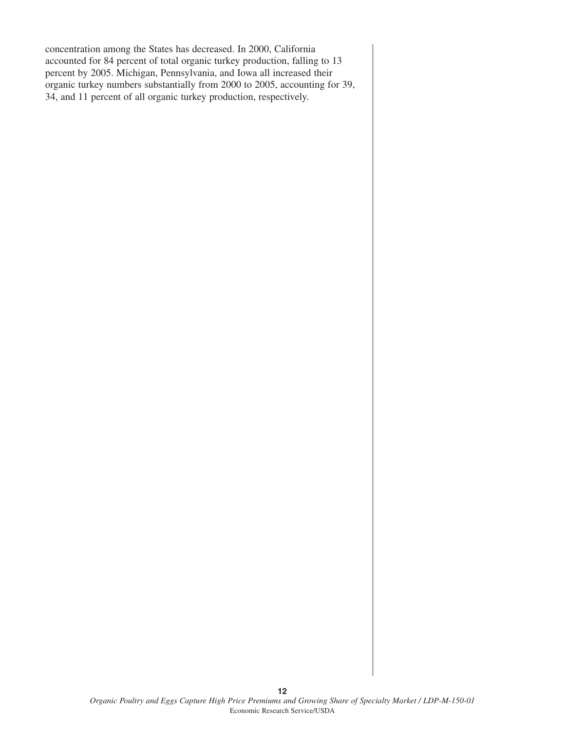concentration among the States has decreased. In 2000, California accounted for 84 percent of total organic turkey production, falling to 13 percent by 2005. Michigan, Pennsylvania, and Iowa all increased their organic turkey numbers substantially from 2000 to 2005, accounting for 39, 34, and 11 percent of all organic turkey production, respectively.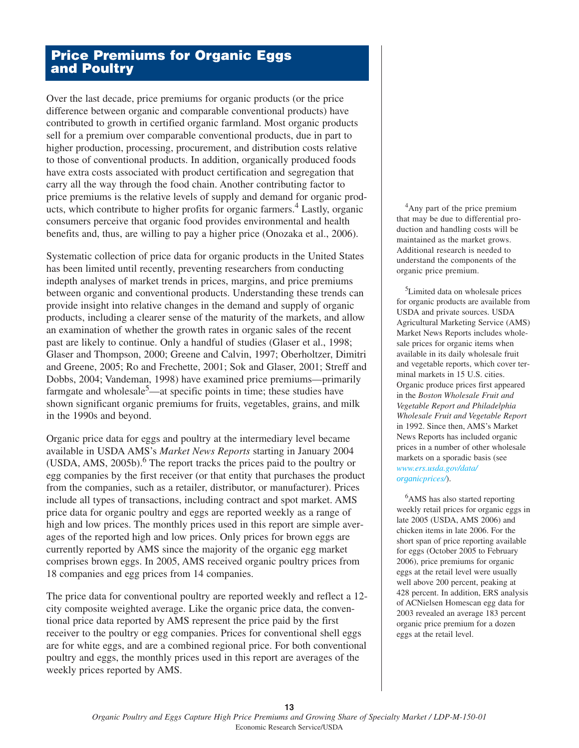## Price Premiums for Organic Eggs and Poultry

Over the last decade, price premiums for organic products (or the price difference between organic and comparable conventional products) have contributed to growth in certified organic farmland. Most organic products sell for a premium over comparable conventional products, due in part to higher production, processing, procurement, and distribution costs relative to those of conventional products. In addition, organically produced foods have extra costs associated with product certification and segregation that carry all the way through the food chain. Another contributing factor to price premiums is the relative levels of supply and demand for organic products, which contribute to higher profits for organic farmers.[4] Lastly, organic consumers perceive that organic food provides environmental and health benefits and, thus, are willing to pay a higher price (Onozaka et al., 2006).

Systematic collection of price data for organic products in the United States has been limited until recently, preventing researchers from conducting indepth analyses of market trends in prices, margins, and price premiums between organic and conventional products. Understanding these trends can provide insight into relative changes in the demand and supply of organic products, including a clearer sense of the maturity of the markets, and allow an examination of whether the growth rates in organic sales of the recent past are likely to continue. Only a handful of studies (Glaser et al., 1998; Glaser and Thompson, 2000; Greene and Calvin, 1997; Oberholtzer, Dimitri and Greene, 2005; Ro and Frechette, 2001; Sok and Glaser, 2001; Streff and Dobbs, 2004; Vandeman, 1998) have examined price premiums—primarily farmgate and wholesale[5]—at specific points in time; these studies have shown significant organic premiums for fruits, vegetables, grains, and milk in the 1990s and beyond.

Organic price data for eggs and poultry at the intermediary level became available in USDA AMS's *Market News Reports* starting in January 2004 (USDA, AMS, 2005b).[6] The report tracks the prices paid to the poultry or egg companies by the first receiver (or that entity that purchases the product from the companies, such as a retailer, distributor, or manufacturer). Prices include all types of transactions, including contract and spot market. AMS price data for organic poultry and eggs are reported weekly as a range of high and low prices. The monthly prices used in this report are simple averages of the reported high and low prices. Only prices for brown eggs are currently reported by AMS since the majority of the organic egg market comprises brown eggs. In 2005, AMS received organic poultry prices from 18 companies and egg prices from 14 companies.

The price data for conventional poultry are reported weekly and reflect a 12-city composite weighted average. Like the organic price data, the conventional price data reported by AMS represent the price paid by the first receiver to the poultry or egg companies. Prices for conventional shell eggs are for white eggs, and are a combined regional price. For both conventional poultry and eggs, the monthly prices used in this report are averages of the weekly prices reported by AMS.

[4] Any part of the price premium that may be due to differential production and handling costs will be maintained as the market grows. Additional research is needed to understand the components of the organic price premium.

[5] Limited data on wholesale prices for organic products are available from USDA and private sources. USDA Agricultural Marketing Service (AMS) Market News Reports includes wholesale prices for organic items when available in its daily wholesale fruit and vegetable reports, which cover terminal markets in 15 U.S. cities. Organic produce prices first appeared in the *Boston Wholesale Fruit and Vegetable Report and Philadelphia Wholesale Fruit and Vegetable Report* in 1992. Since then, AMS's Market News Reports has included organic prices in a number of other wholesale markets on a sporadic basis (see *www.ers.usda.gov/data/organicprices/*).

[6] AMS has also started reporting weekly retail prices for organic eggs in late 2005 (USDA, AMS 2006) and chicken items in late 2006. For the short span of price reporting available for eggs (October 2005 to February 2006), price premiums for organic eggs at the retail level were usually well above 200 percent, peaking at 428 percent. In addition, ERS analysis of ACNielsen Homescan egg data for 2003 revealed an average 183 percent organic price premium for a dozen eggs at the retail level.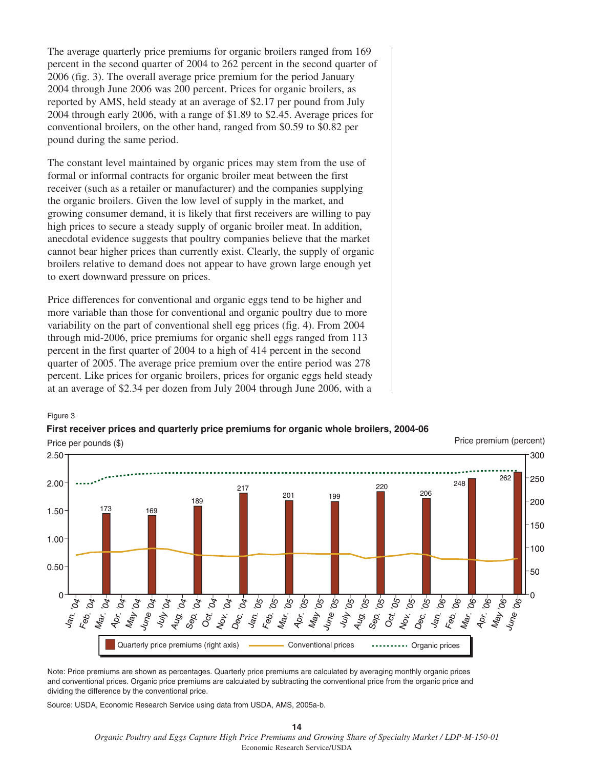The average quarterly price premiums for organic broilers ranged from 169 percent in the second quarter of 2004 to 262 percent in the second quarter of 2006 (fig. 3). The overall average price premium for the period January 2004 through June 2006 was 200 percent. Prices for organic broilers, as reported by AMS, held steady at an average of $2.17 per pound from July 2004 through early 2006, with a range of $1.89 to $2.45. Average prices for conventional broilers, on the other hand, ranged from $0.59 to $0.82 per pound during the same period.

The constant level maintained by organic prices may stem from the use of formal or informal contracts for organic broiler meat between the first receiver (such as a retailer or manufacturer) and the companies supplying the organic broilers. Given the low level of supply in the market, and growing consumer demand, it is likely that first receivers are willing to pay high prices to secure a steady supply of organic broiler meat. In addition, anecdotal evidence suggests that poultry companies believe that the market cannot bear higher prices than currently exist. Clearly, the supply of organic broilers relative to demand does not appear to have grown large enough yet to exert downward pressure on prices.

Price differences for conventional and organic eggs tend to be higher and more variable than those for conventional and organic poultry due to more variability on the part of conventional shell egg prices (fig. 4). From 2004 through mid-2006, price premiums for organic shell eggs ranged from 113 percent in the first quarter of 2004 to a high of 414 percent in the second quarter of 2005. The average price premium over the entire period was 278 percent. Like prices for organic broilers, prices for organic eggs held steady at an average of $2.34 per dozen from July 2004 through June 2006, with a

Figure 3

**First receiver prices and quarterly price premiums for organic whole broilers, 2004-06**

Price per pounds ($) / Price premium (percent)

| Quarter ending | Mar. '04 | June '04 | Sep. '04 | Dec. '04 | Mar. '05 | June '05 | Sep. '05 | Dec. '05 | Mar. '06 | June '06 |
|---|---|---|---|---|---|---|---|---|---|---|
| Quarterly price premium (percent) | 173 | 169 | 189 | 217 | 201 | 199 | 220 | 206 | 248 | 262 |

Legend: Quarterly price premiums (right axis); Conventional prices; Organic prices

Note: Price premiums are shown as percentages. Quarterly price premiums are calculated by averaging monthly organic prices and conventional prices. Organic price premiums are calculated by subtracting the conventional price from the organic price and dividing the difference by the conventional price.

Source: USDA, Economic Research Service using data from USDA, AMS, 2005a-b.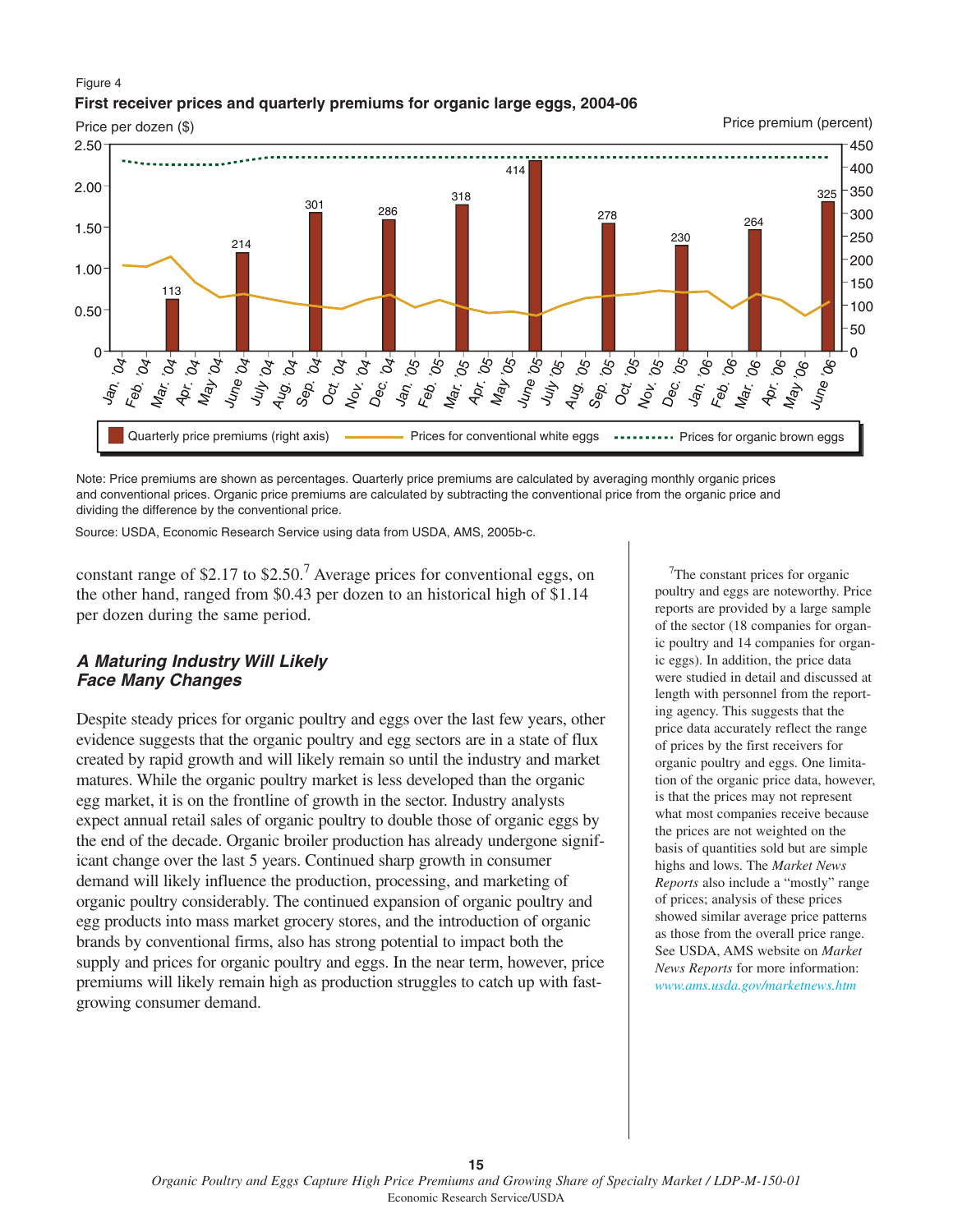Figure 4

**First receiver prices and quarterly premiums for organic large eggs, 2004-06**

Note: Price premiums are shown as percentages. Quarterly price premiums are calculated by averaging monthly organic prices and conventional prices. Organic price premiums are calculated by subtracting the conventional price from the organic price and dividing the difference by the conventional price.

Source: USDA, Economic Research Service using data from USDA, AMS, 2005b-c.

constant range of $2.17 to $2.50.[7] Average prices for conventional eggs, on the other hand, ranged from $0.43 per dozen to an historical high of $1.14 per dozen during the same period.

### *A Maturing Industry Will Likely Face Many Changes*

Despite steady prices for organic poultry and eggs over the last few years, other evidence suggests that the organic poultry and egg sectors are in a state of flux created by rapid growth and will likely remain so until the industry and market matures. While the organic poultry market is less developed than the organic egg market, it is on the frontline of growth in the sector. Industry analysts expect annual retail sales of organic poultry to double those of organic eggs by the end of the decade. Organic broiler production has already undergone significant change over the last 5 years. Continued sharp growth in consumer demand will likely influence the production, processing, and marketing of organic poultry considerably. The continued expansion of organic poultry and egg products into mass market grocery stores, and the introduction of organic brands by conventional firms, also has strong potential to impact both the supply and prices for organic poultry and eggs. In the near term, however, price premiums will likely remain high as production struggles to catch up with fast-growing consumer demand.

[7]The constant prices for organic poultry and eggs are noteworthy. Price reports are provided by a large sample of the sector (18 companies for organic poultry and 14 companies for organic eggs). In addition, the price data were studied in detail and discussed at length with personnel from the reporting agency. This suggests that the price data accurately reflect the range of prices by the first receivers for organic poultry and eggs. One limitation of the organic price data, however, is that the prices may not represent what most companies receive because the prices are not weighted on the basis of quantities sold but are simple highs and lows. The *Market News Reports* also include a "mostly" range of prices; analysis of these prices showed similar average price patterns as those from the overall price range. See USDA, AMS website on *Market News Reports* for more information: www.ams.usda.gov/marketnews.htm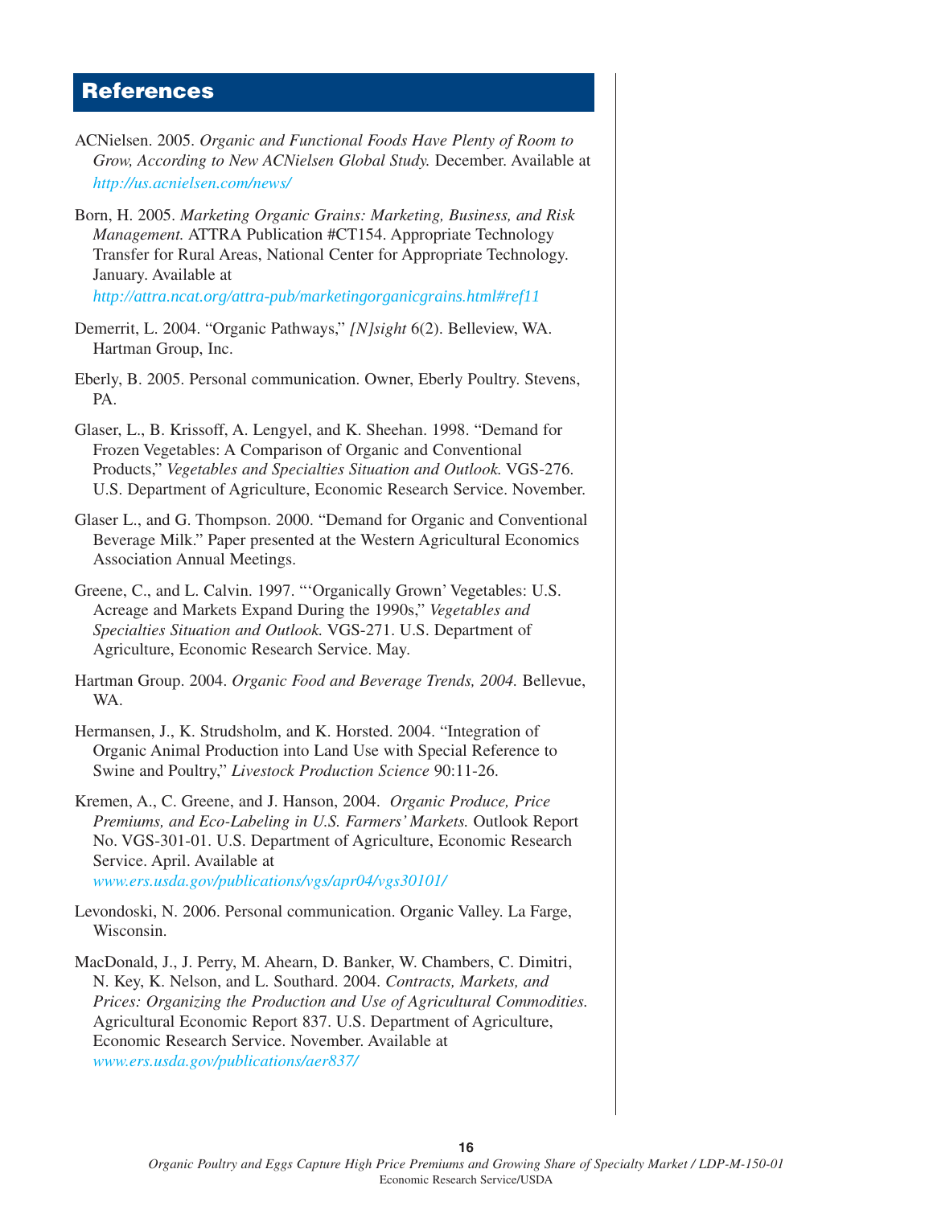# References

ACNielsen. 2005. *Organic and Functional Foods Have Plenty of Room to Grow, According to New ACNielsen Global Study.* December. Available at *http://us.acnielsen.com/news/*

Born, H. 2005. *Marketing Organic Grains: Marketing, Business, and Risk Management.* ATTRA Publication #CT154. Appropriate Technology Transfer for Rural Areas, National Center for Appropriate Technology. January. Available at *http://attra.ncat.org/attra-pub/marketingorganicgrains.html#ref11*

Demerrit, L. 2004. "Organic Pathways," *[N]sight* 6(2). Belleview, WA. Hartman Group, Inc.

Eberly, B. 2005. Personal communication. Owner, Eberly Poultry. Stevens, PA.

Glaser, L., B. Krissoff, A. Lengyel, and K. Sheehan. 1998. "Demand for Frozen Vegetables: A Comparison of Organic and Conventional Products," *Vegetables and Specialties Situation and Outlook.* VGS-276. U.S. Department of Agriculture, Economic Research Service. November.

Glaser L., and G. Thompson. 2000. "Demand for Organic and Conventional Beverage Milk." Paper presented at the Western Agricultural Economics Association Annual Meetings.

Greene, C., and L. Calvin. 1997. "'Organically Grown' Vegetables: U.S. Acreage and Markets Expand During the 1990s," *Vegetables and Specialties Situation and Outlook.* VGS-271. U.S. Department of Agriculture, Economic Research Service. May.

Hartman Group. 2004. *Organic Food and Beverage Trends, 2004.* Bellevue, WA.

Hermansen, J., K. Strudsholm, and K. Horsted. 2004. "Integration of Organic Animal Production into Land Use with Special Reference to Swine and Poultry," *Livestock Production Science* 90:11-26.

Kremen, A., C. Greene, and J. Hanson, 2004. *Organic Produce, Price Premiums, and Eco-Labeling in U.S. Farmers' Markets.* Outlook Report No. VGS-301-01. U.S. Department of Agriculture, Economic Research Service. April. Available at *www.ers.usda.gov/publications/vgs/apr04/vgs30101/*

Levondoski, N. 2006. Personal communication. Organic Valley. La Farge, Wisconsin.

MacDonald, J., J. Perry, M. Ahearn, D. Banker, W. Chambers, C. Dimitri, N. Key, K. Nelson, and L. Southard. 2004. *Contracts, Markets, and Prices: Organizing the Production and Use of Agricultural Commodities.* Agricultural Economic Report 837. U.S. Department of Agriculture, Economic Research Service. November. Available at *www.ers.usda.gov/publications/aer837/*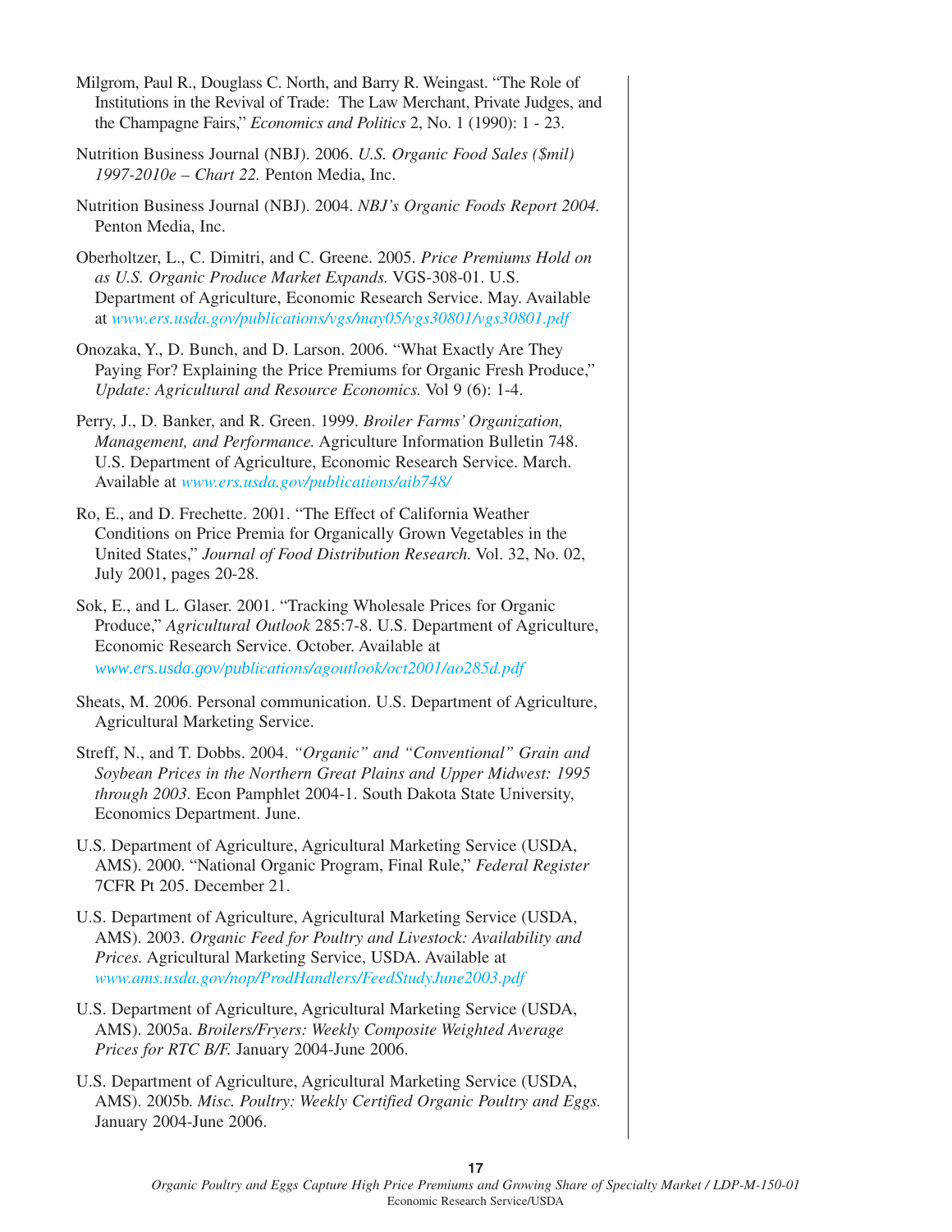Milgrom, Paul R., Douglass C. North, and Barry R. Weingast. "The Role of Institutions in the Revival of Trade: The Law Merchant, Private Judges, and the Champagne Fairs," *Economics and Politics* 2, No. 1 (1990): 1 - 23.

Nutrition Business Journal (NBJ). 2006. *U.S. Organic Food Sales ($mil) 1997-2010e – Chart 22.* Penton Media, Inc.

Nutrition Business Journal (NBJ). 2004. *NBJ's Organic Foods Report 2004.* Penton Media, Inc.

Oberholtzer, L., C. Dimitri, and C. Greene. 2005. *Price Premiums Hold on as U.S. Organic Produce Market Expands.* VGS-308-01. U.S. Department of Agriculture, Economic Research Service. May. Available at *www.ers.usda.gov/publications/vgs/may05/vgs30801/vgs30801.pdf*

Onozaka, Y., D. Bunch, and D. Larson. 2006. "What Exactly Are They Paying For? Explaining the Price Premiums for Organic Fresh Produce," *Update: Agricultural and Resource Economics.* Vol 9 (6): 1-4.

Perry, J., D. Banker, and R. Green. 1999. *Broiler Farms' Organization, Management, and Performance.* Agriculture Information Bulletin 748. U.S. Department of Agriculture, Economic Research Service. March. Available at *www.ers.usda.gov/publications/aib748/*

Ro, E., and D. Frechette. 2001. "The Effect of California Weather Conditions on Price Premia for Organically Grown Vegetables in the United States," *Journal of Food Distribution Research.* Vol. 32, No. 02, July 2001, pages 20-28.

Sok, E., and L. Glaser. 2001. "Tracking Wholesale Prices for Organic Produce," *Agricultural Outlook* 285:7-8. U.S. Department of Agriculture, Economic Research Service. October. Available at *www.ers.usda.gov/publications/agoutlook/oct2001/ao285d.pdf*

Sheats, M. 2006. Personal communication. U.S. Department of Agriculture, Agricultural Marketing Service.

Streff, N., and T. Dobbs. 2004. *"Organic" and "Conventional" Grain and Soybean Prices in the Northern Great Plains and Upper Midwest: 1995 through 2003.* Econ Pamphlet 2004-1. South Dakota State University, Economics Department. June.

U.S. Department of Agriculture, Agricultural Marketing Service (USDA, AMS). 2000. "National Organic Program, Final Rule," *Federal Register* 7CFR Pt 205. December 21.

U.S. Department of Agriculture, Agricultural Marketing Service (USDA, AMS). 2003. *Organic Feed for Poultry and Livestock: Availability and Prices.* Agricultural Marketing Service, USDA. Available at *www.ams.usda.gov/nop/ProdHandlers/FeedStudyJune2003.pdf*

U.S. Department of Agriculture, Agricultural Marketing Service (USDA, AMS). 2005a. *Broilers/Fryers: Weekly Composite Weighted Average Prices for RTC B/F.* January 2004-June 2006.

U.S. Department of Agriculture, Agricultural Marketing Service (USDA, AMS). 2005b. *Misc. Poultry: Weekly Certified Organic Poultry and Eggs.* January 2004-June 2006.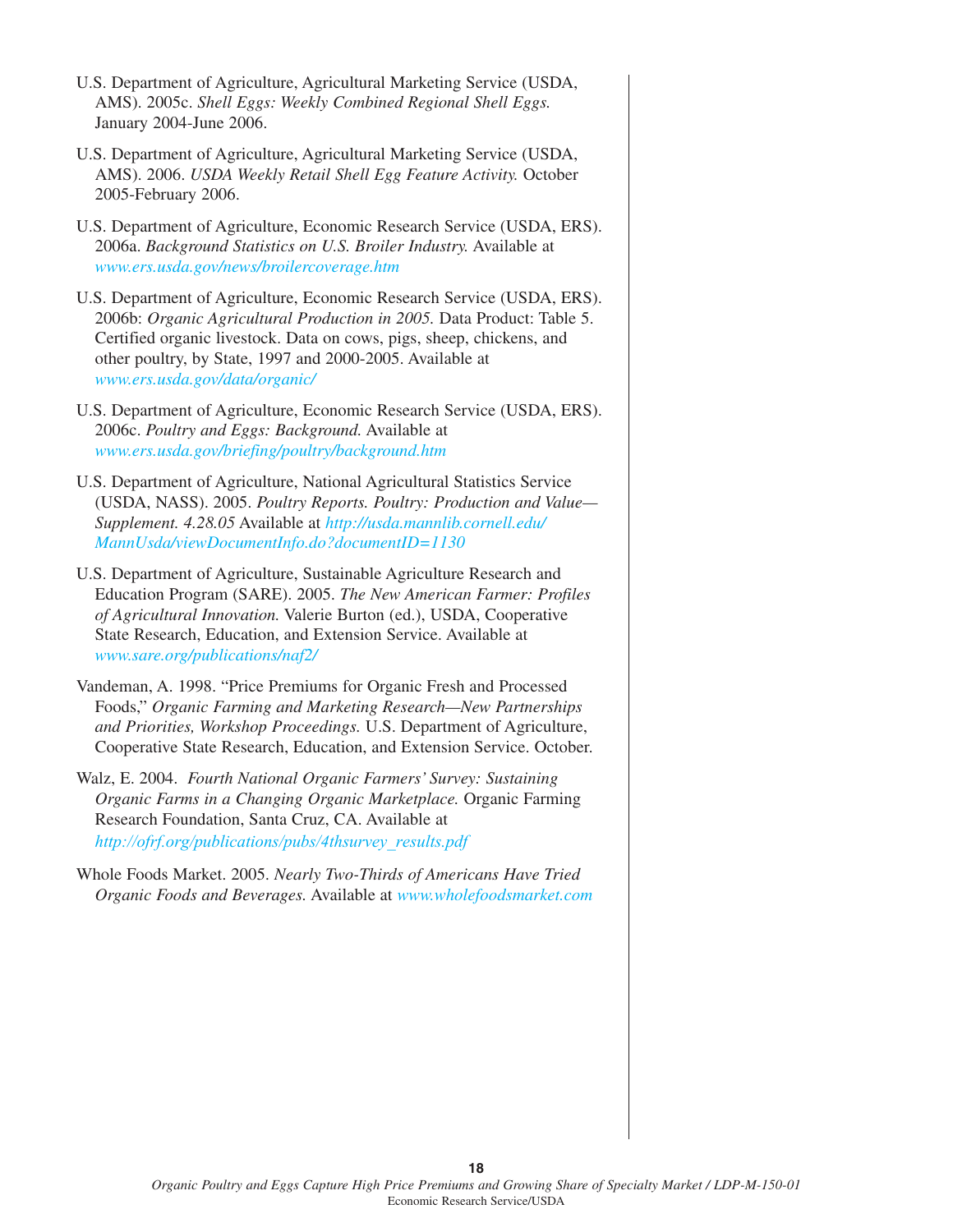U.S. Department of Agriculture, Agricultural Marketing Service (USDA, AMS). 2005c. *Shell Eggs: Weekly Combined Regional Shell Eggs.* January 2004-June 2006.

U.S. Department of Agriculture, Agricultural Marketing Service (USDA, AMS). 2006. *USDA Weekly Retail Shell Egg Feature Activity.* October 2005-February 2006.

U.S. Department of Agriculture, Economic Research Service (USDA, ERS). 2006a. *Background Statistics on U.S. Broiler Industry.* Available at www.ers.usda.gov/news/broilercoverage.htm

U.S. Department of Agriculture, Economic Research Service (USDA, ERS). 2006b: *Organic Agricultural Production in 2005.* Data Product: Table 5. Certified organic livestock. Data on cows, pigs, sheep, chickens, and other poultry, by State, 1997 and 2000-2005. Available at www.ers.usda.gov/data/organic/

U.S. Department of Agriculture, Economic Research Service (USDA, ERS). 2006c. *Poultry and Eggs: Background.* Available at www.ers.usda.gov/briefing/poultry/background.htm

U.S. Department of Agriculture, National Agricultural Statistics Service (USDA, NASS). 2005. *Poultry Reports. Poultry: Production and Value—Supplement. 4.28.05* Available at http://usda.mannlib.cornell.edu/MannUsda/viewDocumentInfo.do?documentID=1130

U.S. Department of Agriculture, Sustainable Agriculture Research and Education Program (SARE). 2005. *The New American Farmer: Profiles of Agricultural Innovation.* Valerie Burton (ed.), USDA, Cooperative State Research, Education, and Extension Service. Available at www.sare.org/publications/naf2/

Vandeman, A. 1998. "Price Premiums for Organic Fresh and Processed Foods," *Organic Farming and Marketing Research—New Partnerships and Priorities, Workshop Proceedings.* U.S. Department of Agriculture, Cooperative State Research, Education, and Extension Service. October.

Walz, E. 2004. *Fourth National Organic Farmers' Survey: Sustaining Organic Farms in a Changing Organic Marketplace.* Organic Farming Research Foundation, Santa Cruz, CA. Available at http://ofrf.org/publications/pubs/4thsurvey_results.pdf

Whole Foods Market. 2005. *Nearly Two-Thirds of Americans Have Tried Organic Foods and Beverages.* Available at www.wholefoodsmarket.com